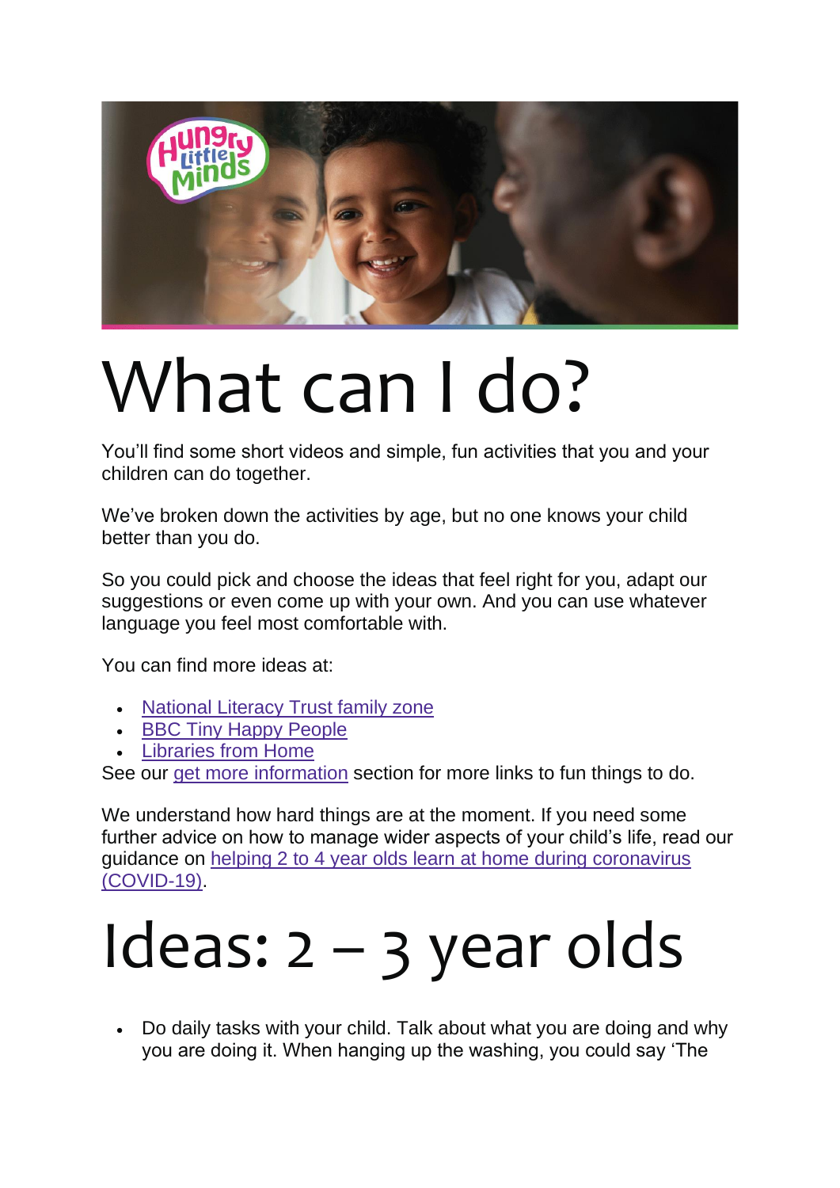# What can I do?

You'll find some short videos and simple, fun activities that you and your children can do together.

We've broken down the activities by age, but no one knows your child better than you do.

So you could pick and choose the ideas that feel right for you, adapt our suggestions or even come up with your own. And you can use whatever language you feel most comfortable with.

You can find more ideas at:

- National Literacy Trust family zone
- BBC Tiny Happy People
- Libraries from Home

See our get more information section for more links to fun things to do.

We understand how hard things are at the moment. If you need some further advice on how to manage wider aspects of your child's life, read our guidance on helping 2 to 4 year olds learn at home during coronavirus (COVID-19).

# Ideas: 2 – 3 year olds

- Do daily tasks with your child. Talk about what you are doing and why you are doing it. When hanging up the washing, you could say 'The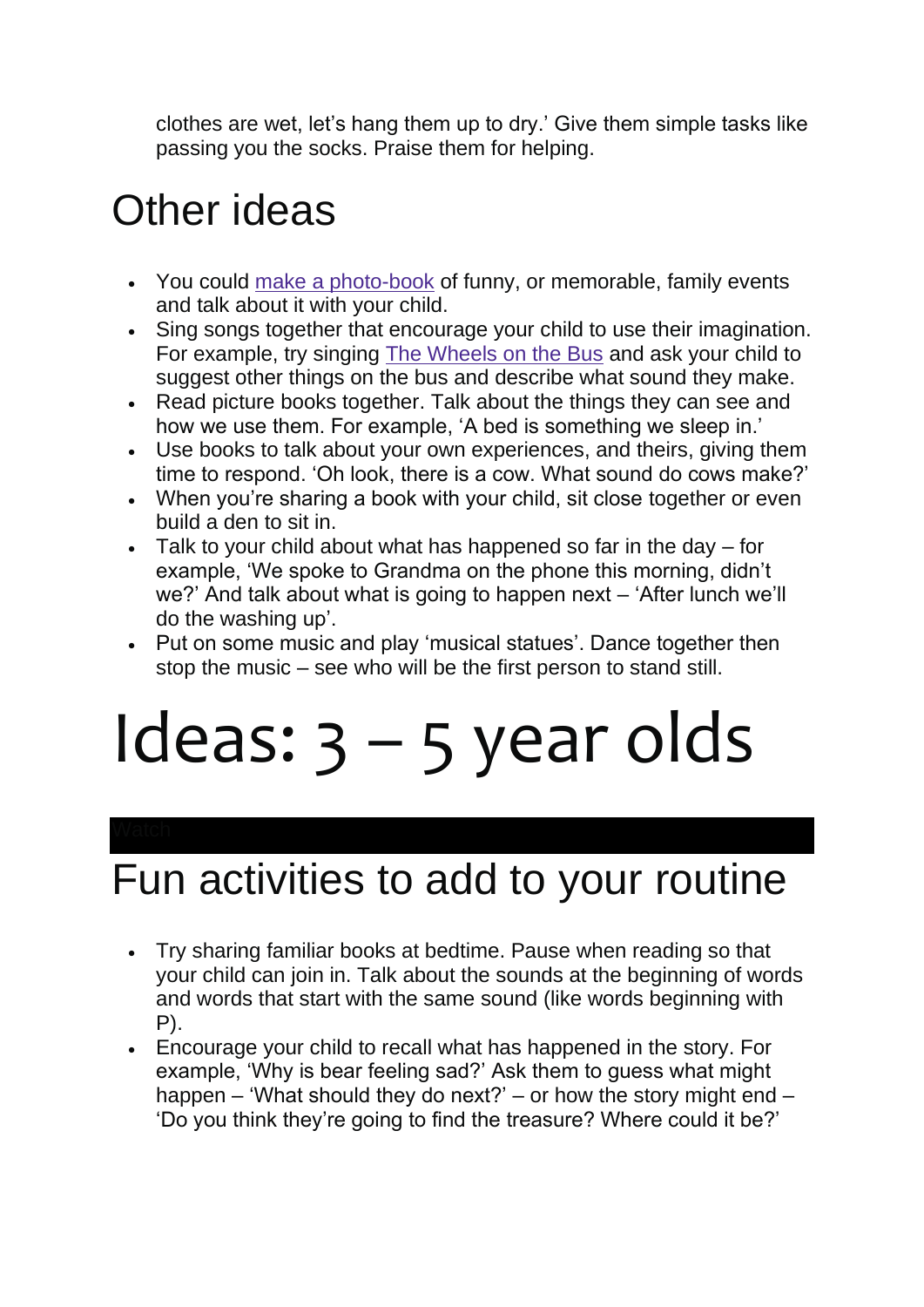clothes are wet, let's hang them up to dry.' Give them simple tasks like passing you the socks. Praise them for helping.

## Other ideas

- You could make a photo-book of funny, or memorable, family events and talk about it with your child.
- Sing songs together that encourage your child to use their imagination. For example, try singing The Wheels on the Bus and ask your child to suggest other things on the bus and describe what sound they make.
- Read picture books together. Talk about the things they can see and how we use them. For example, 'A bed is something we sleep in.'
- Use books to talk about your own experiences, and theirs, giving them time to respond. 'Oh look, there is a cow. What sound do cows make?'
- When you're sharing a book with your child, sit close together or even build a den to sit in.
- Talk to your child about what has happened so far in the day – for example, 'We spoke to Grandma on the phone this morning, didn't we?' And talk about what is going to happen next – 'After lunch we'll do the washing up'.
- Put on some music and play 'musical statues'. Dance together then stop the music – see who will be the first person to stand still.

# Ideas: 3 – 5 year olds

Watch

## Fun activities to add to your routine

- Try sharing familiar books at bedtime. Pause when reading so that your child can join in. Talk about the sounds at the beginning of words and words that start with the same sound (like words beginning with P).
- Encourage your child to recall what has happened in the story. For example, 'Why is bear feeling sad?' Ask them to guess what might happen – 'What should they do next?' – or how the story might end – 'Do you think they're going to find the treasure? Where could it be?'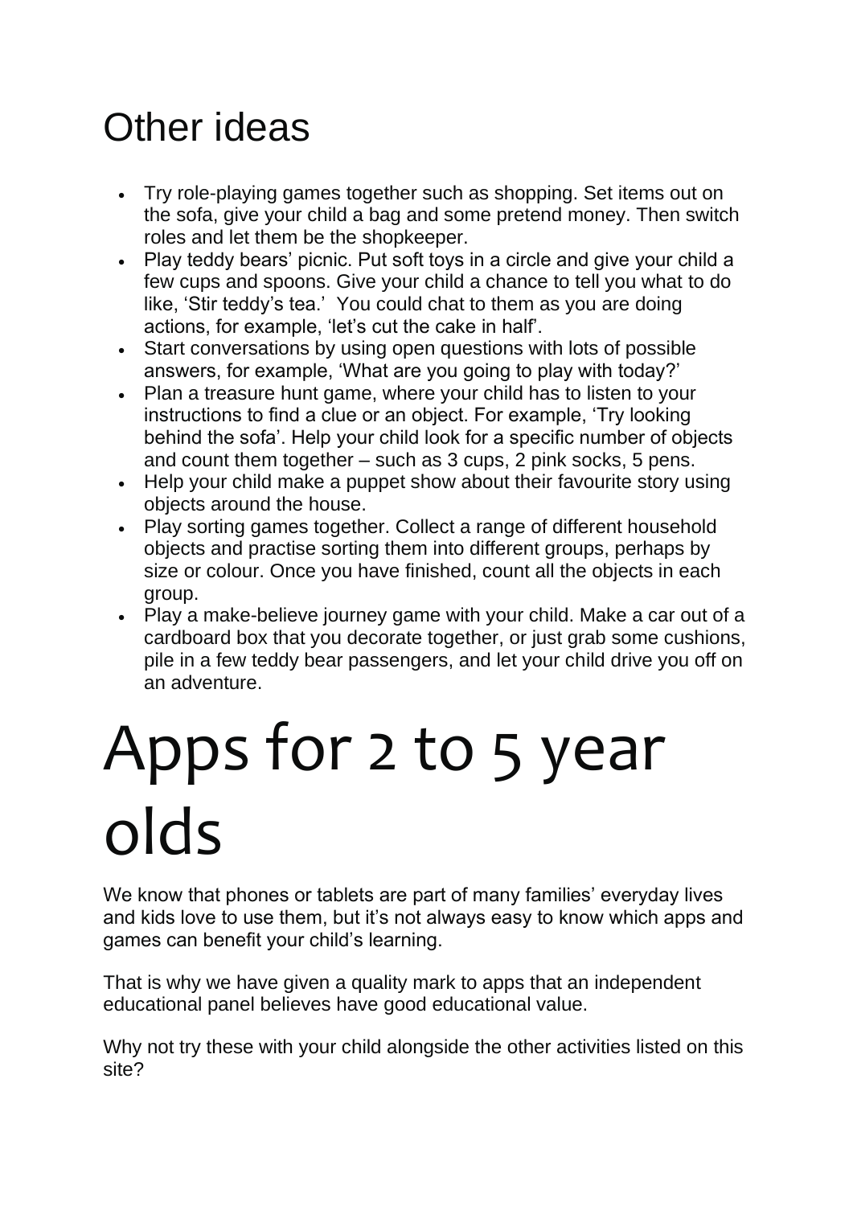## Other ideas

- Try role-playing games together such as shopping. Set items out on the sofa, give your child a bag and some pretend money. Then switch roles and let them be the shopkeeper.
- Play teddy bears' picnic. Put soft toys in a circle and give your child a few cups and spoons. Give your child a chance to tell you what to do like, 'Stir teddy's tea.' You could chat to them as you are doing actions, for example, 'let's cut the cake in half'.
- Start conversations by using open questions with lots of possible answers, for example, 'What are you going to play with today?'
- Plan a treasure hunt game, where your child has to listen to your instructions to find a clue or an object. For example, 'Try looking behind the sofa'. Help your child look for a specific number of objects and count them together – such as 3 cups, 2 pink socks, 5 pens.
- Help your child make a puppet show about their favourite story using objects around the house.
- Play sorting games together. Collect a range of different household objects and practise sorting them into different groups, perhaps by size or colour. Once you have finished, count all the objects in each group.
- Play a make-believe journey game with your child. Make a car out of a cardboard box that you decorate together, or just grab some cushions, pile in a few teddy bear passengers, and let your child drive you off on an adventure.

# Apps for 2 to 5 year olds

We know that phones or tablets are part of many families' everyday lives and kids love to use them, but it's not always easy to know which apps and games can benefit your child's learning.

That is why we have given a quality mark to apps that an independent educational panel believes have good educational value.

Why not try these with your child alongside the other activities listed on this site?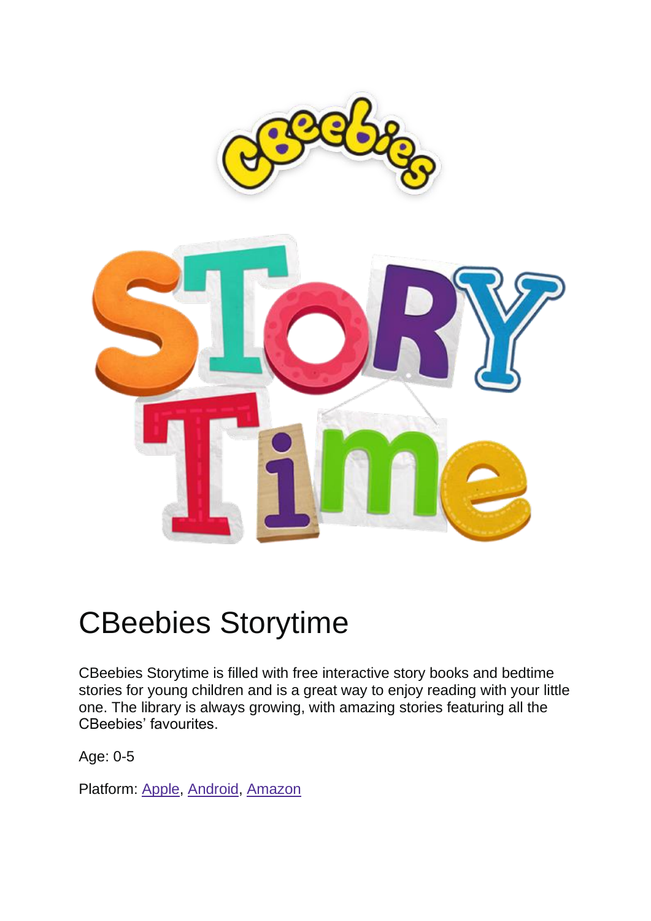# CBeebies Storytime

CBeebies Storytime is filled with free interactive story books and bedtime stories for young children and is a great way to enjoy reading with your little one. The library is always growing, with amazing stories featuring all the CBeebies' favourites.

Age: 0-5

Platform: Apple, Android, Amazon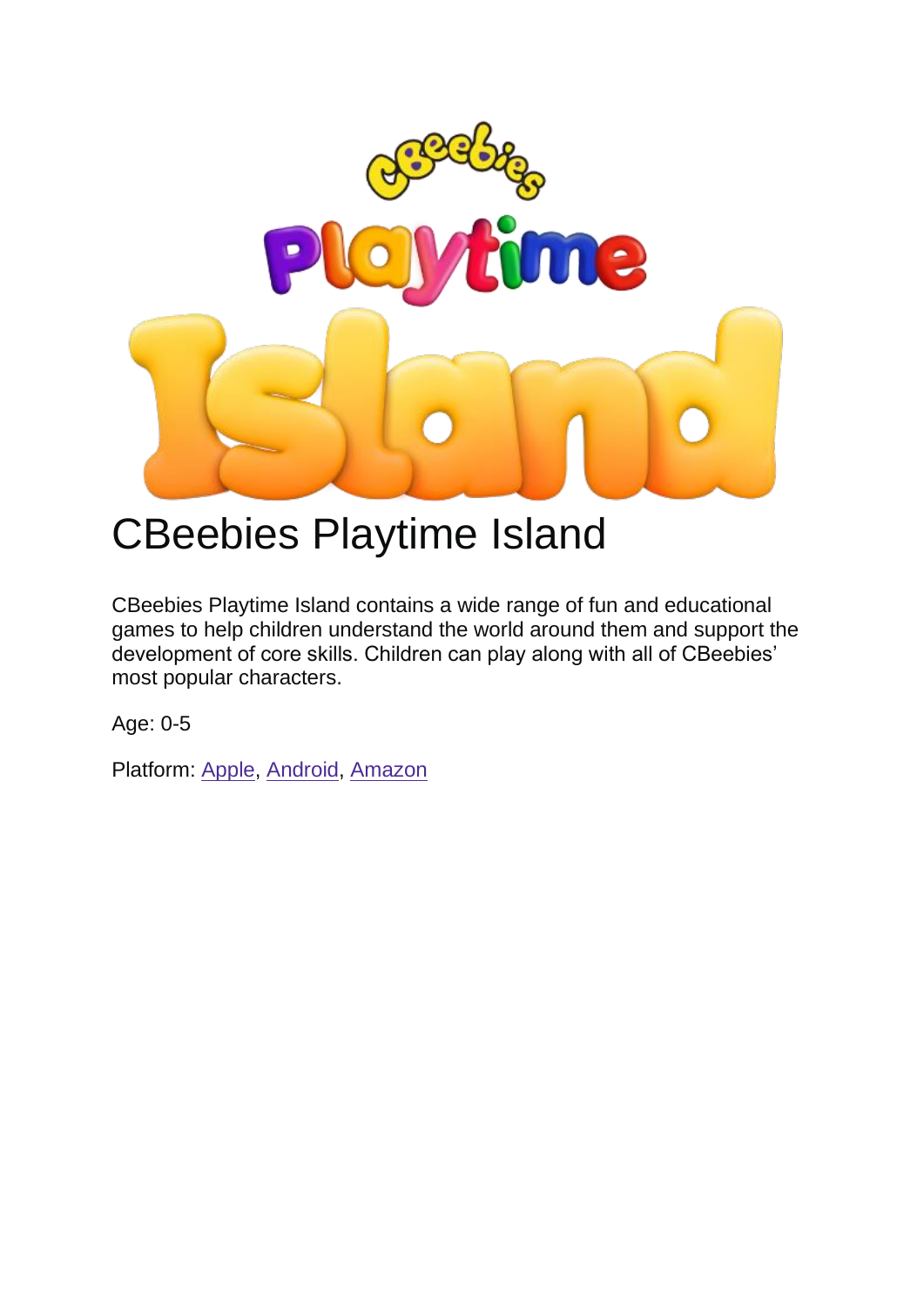# CBeebies Playtime Island

CBeebies Playtime Island contains a wide range of fun and educational games to help children understand the world around them and support the development of core skills. Children can play along with all of CBeebies' most popular characters.

Age: 0-5

Platform: Apple, Android, Amazon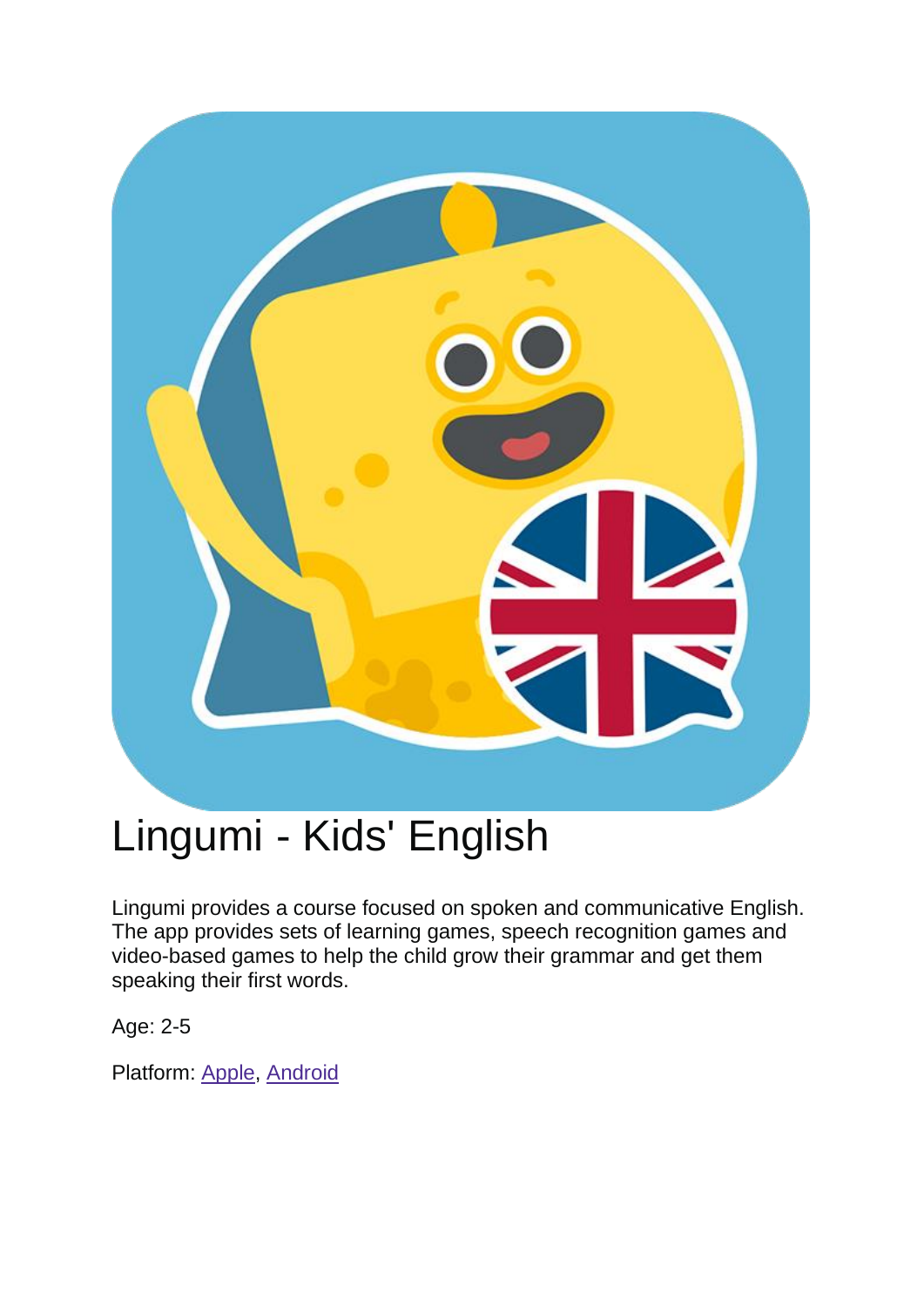# Lingumi - Kids' English

Lingumi provides a course focused on spoken and communicative English. The app provides sets of learning games, speech recognition games and video-based games to help the child grow their grammar and get them speaking their first words.

Age: 2-5

Platform: Apple, Android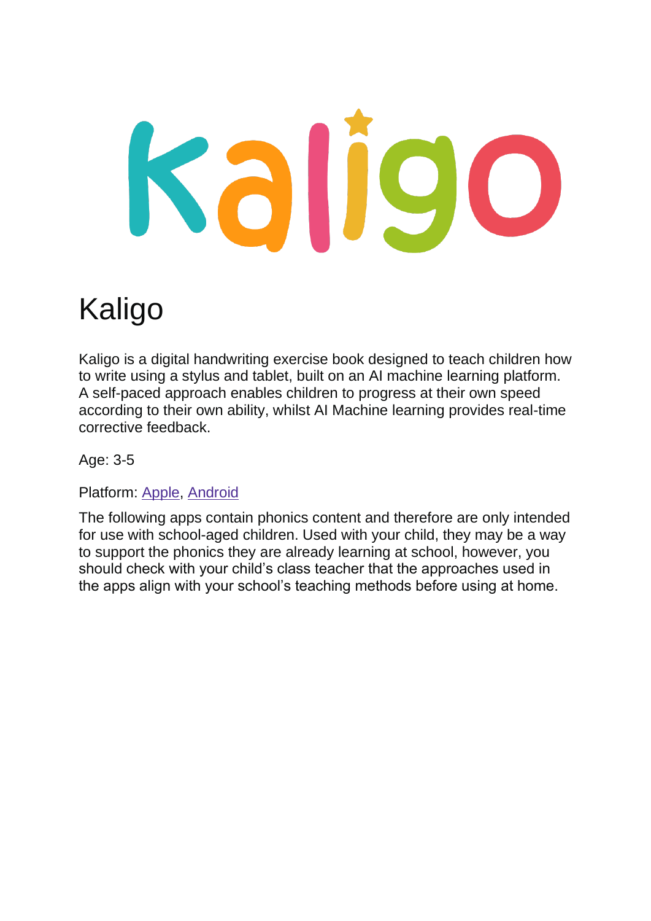# Kaligo

Kaligo is a digital handwriting exercise book designed to teach children how to write using a stylus and tablet, built on an AI machine learning platform. A self-paced approach enables children to progress at their own speed according to their own ability, whilst AI Machine learning provides real-time corrective feedback.

Age: 3-5

Platform: Apple, Android

The following apps contain phonics content and therefore are only intended for use with school-aged children. Used with your child, they may be a way to support the phonics they are already learning at school, however, you should check with your child's class teacher that the approaches used in the apps align with your school's teaching methods before using at home.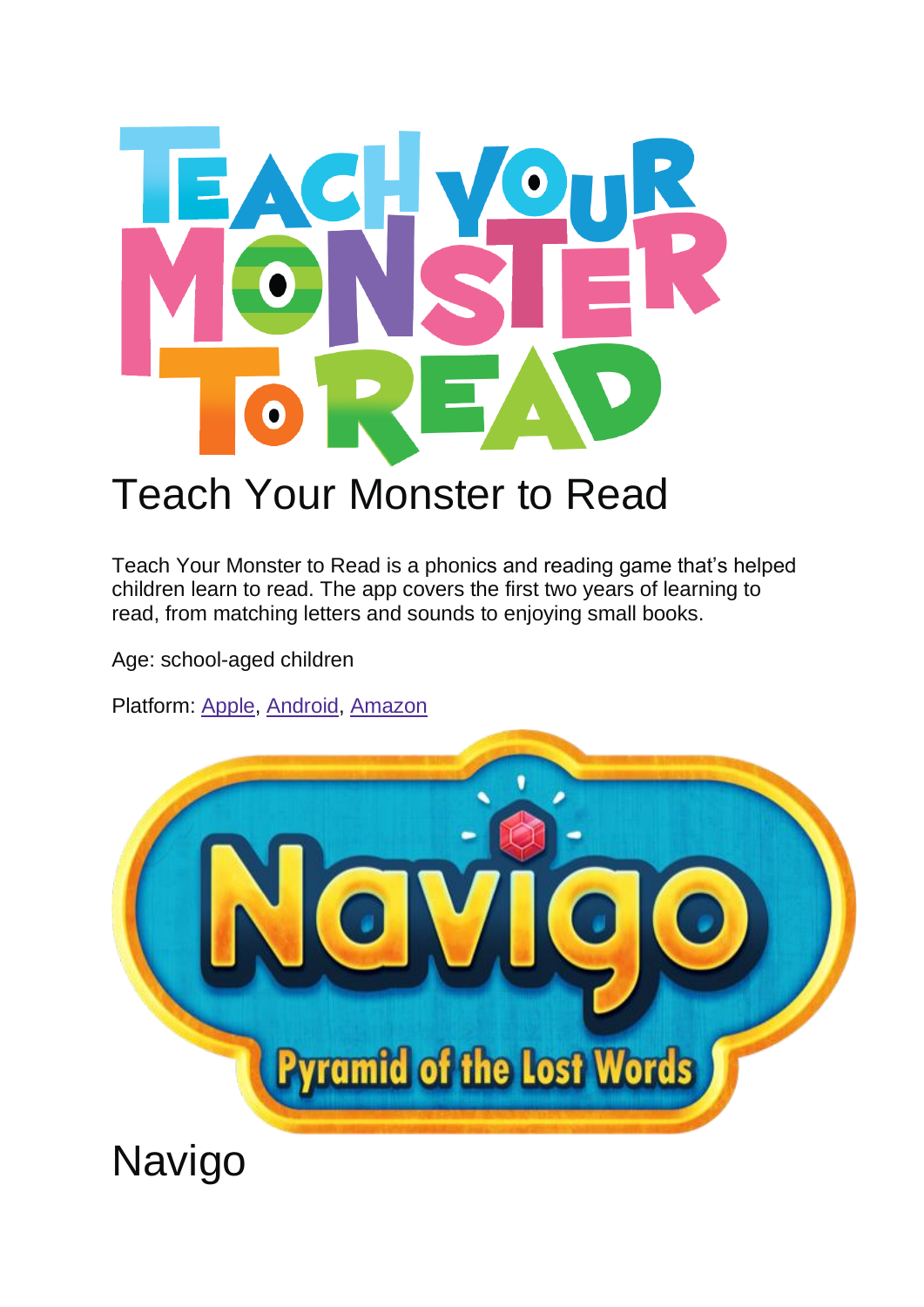# Teach Your Monster to Read

Teach Your Monster to Read is a phonics and reading game that's helped children learn to read. The app covers the first two years of learning to read, from matching letters and sounds to enjoying small books.

Age: school-aged children

Platform: Apple, Android, Amazon

# Navigo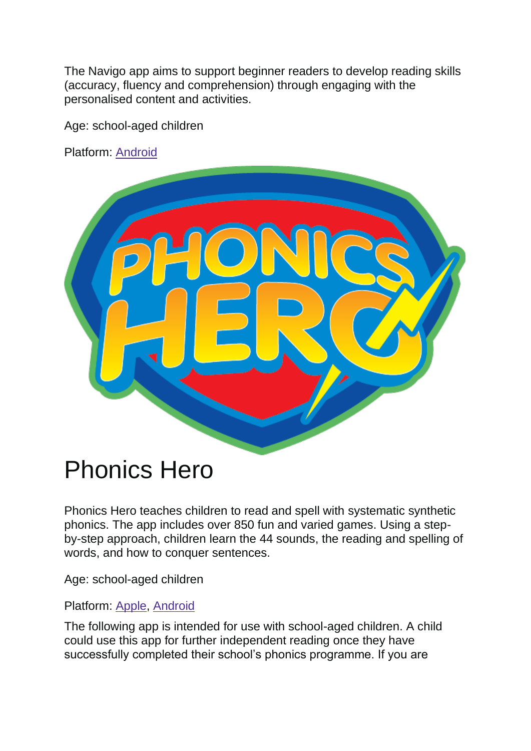The Navigo app aims to support beginner readers to develop reading skills (accuracy, fluency and comprehension) through engaging with the personalised content and activities.

Age: school-aged children

Platform: Android

# Phonics Hero

Phonics Hero teaches children to read and spell with systematic synthetic phonics. The app includes over 850 fun and varied games. Using a step-by-step approach, children learn the 44 sounds, the reading and spelling of words, and how to conquer sentences.

Age: school-aged children

Platform: Apple, Android

The following app is intended for use with school-aged children. A child could use this app for further independent reading once they have successfully completed their school's phonics programme. If you are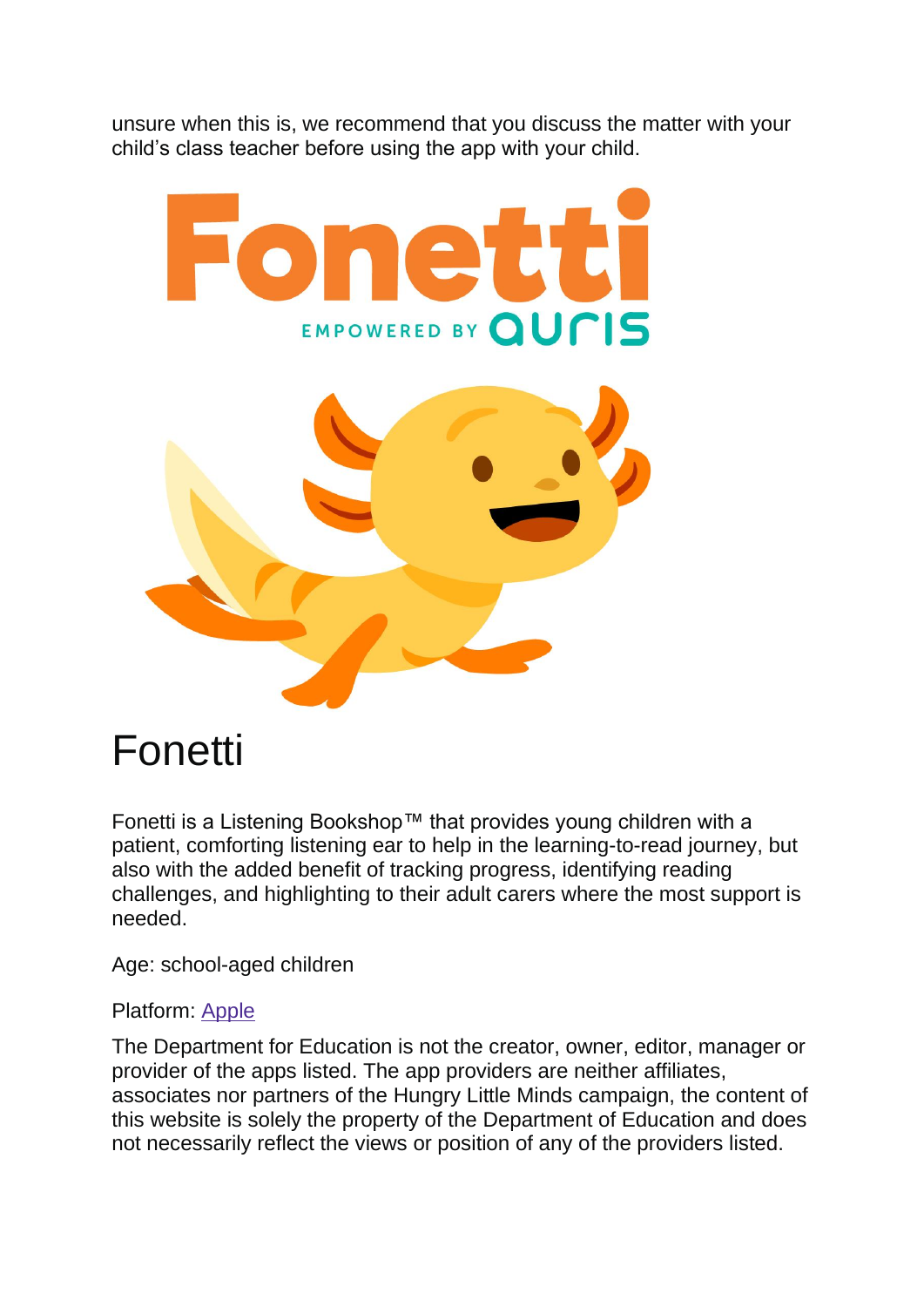unsure when this is, we recommend that you discuss the matter with your child's class teacher before using the app with your child.

# Fonetti

Fonetti is a Listening Bookshop™ that provides young children with a patient, comforting listening ear to help in the learning-to-read journey, but also with the added benefit of tracking progress, identifying reading challenges, and highlighting to their adult carers where the most support is needed.

Age: school-aged children

Platform: Apple

The Department for Education is not the creator, owner, editor, manager or provider of the apps listed. The app providers are neither affiliates, associates nor partners of the Hungry Little Minds campaign, the content of this website is solely the property of the Department of Education and does not necessarily reflect the views or position of any of the providers listed.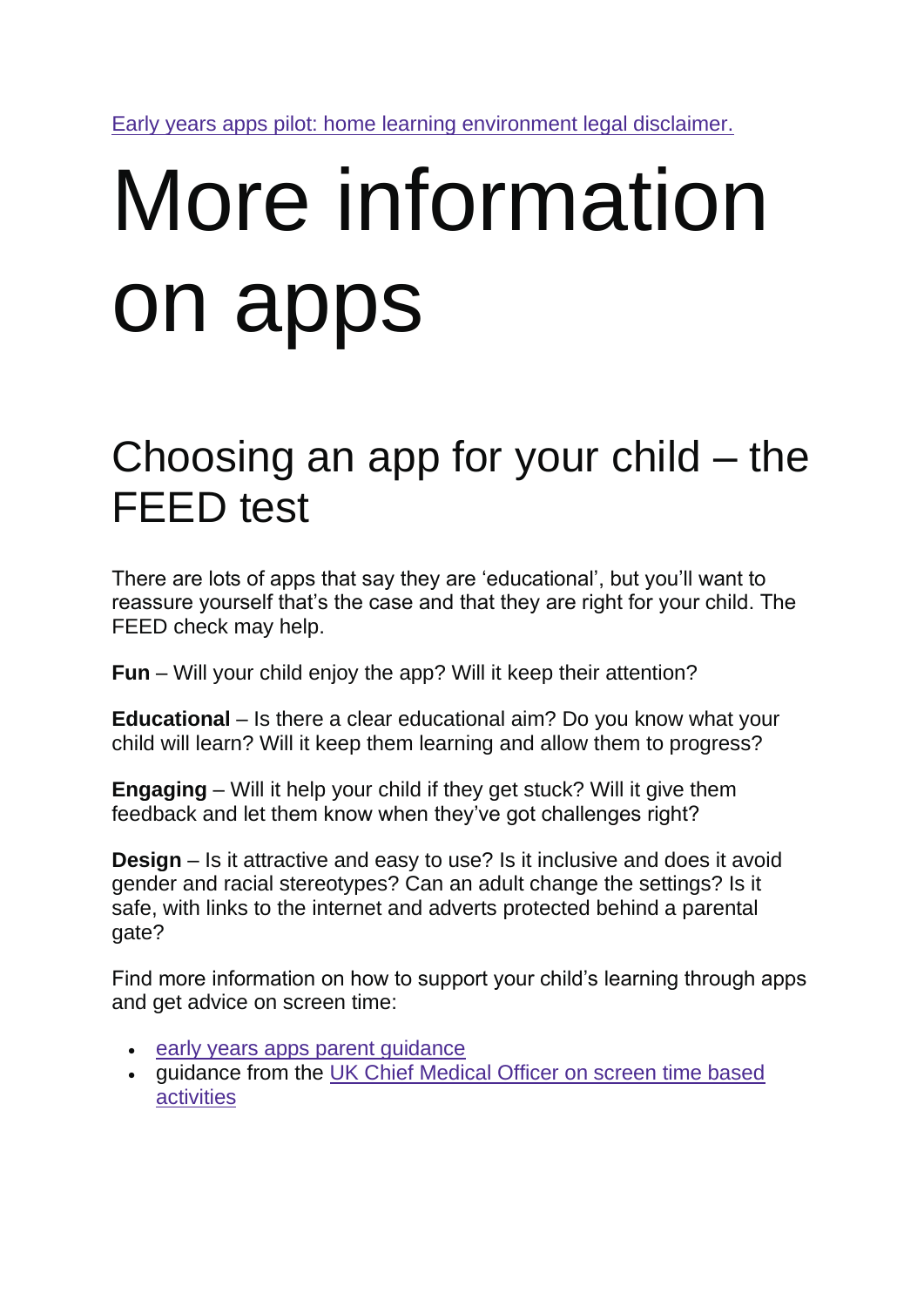Early years apps pilot: home learning environment legal disclaimer.

# More information on apps

## Choosing an app for your child – the FEED test

There are lots of apps that say they are 'educational', but you'll want to reassure yourself that's the case and that they are right for your child. The FEED check may help.

**Fun** – Will your child enjoy the app? Will it keep their attention?

**Educational** – Is there a clear educational aim? Do you know what your child will learn? Will it keep them learning and allow them to progress?

**Engaging** – Will it help your child if they get stuck? Will it give them feedback and let them know when they've got challenges right?

**Design** – Is it attractive and easy to use? Is it inclusive and does it avoid gender and racial stereotypes? Can an adult change the settings? Is it safe, with links to the internet and adverts protected behind a parental gate?

Find more information on how to support your child's learning through apps and get advice on screen time:

- early years apps parent guidance
- guidance from the UK Chief Medical Officer on screen time based activities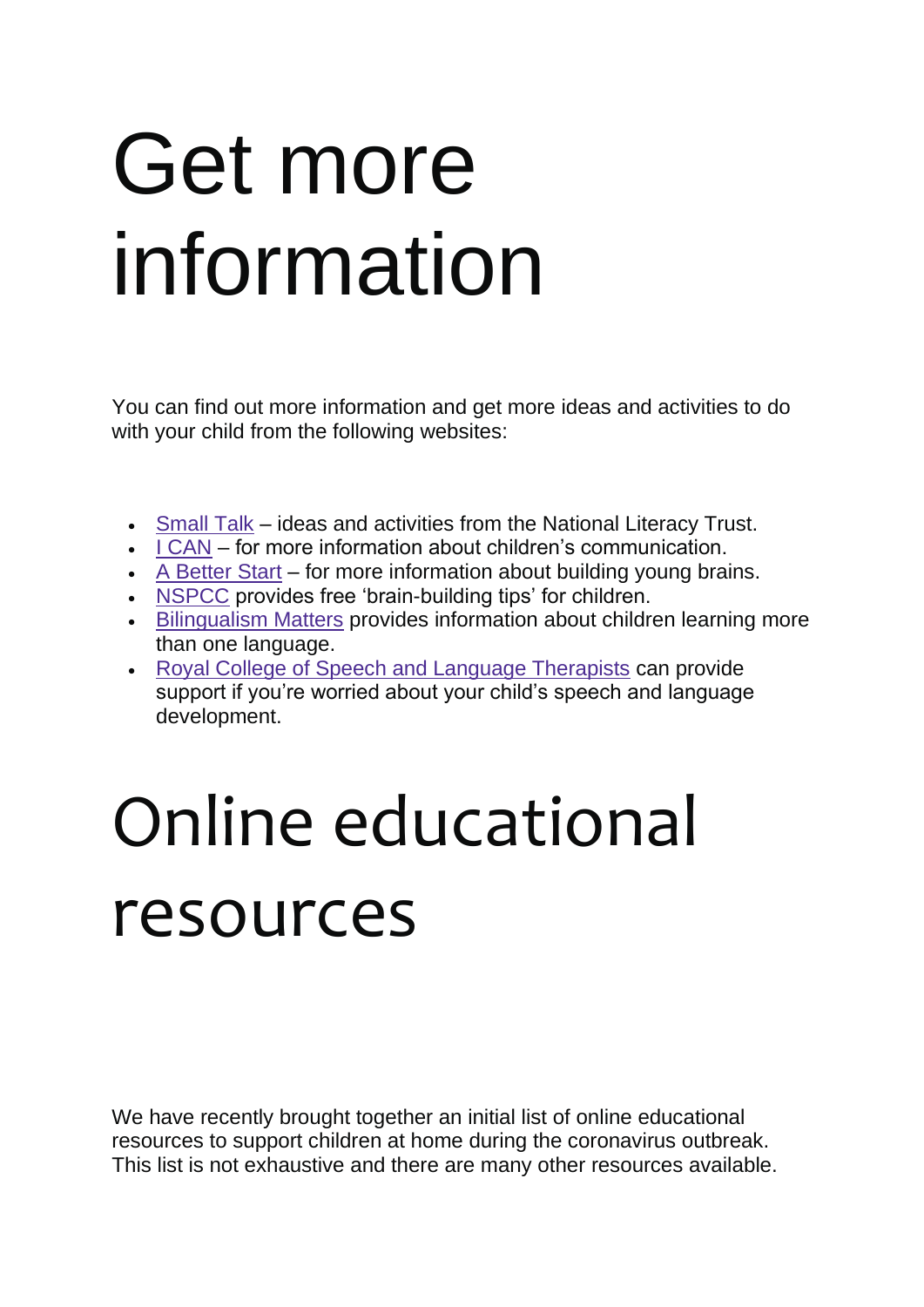# Get more information

You can find out more information and get more ideas and activities to do with your child from the following websites:

- Small Talk – ideas and activities from the National Literacy Trust.
- I CAN – for more information about children's communication.
- A Better Start – for more information about building young brains.
- NSPCC provides free 'brain-building tips' for children.
- Bilingualism Matters provides information about children learning more than one language.
- Royal College of Speech and Language Therapists can provide support if you're worried about your child's speech and language development.

# Online educational resources

We have recently brought together an initial list of online educational resources to support children at home during the coronavirus outbreak. This list is not exhaustive and there are many other resources available.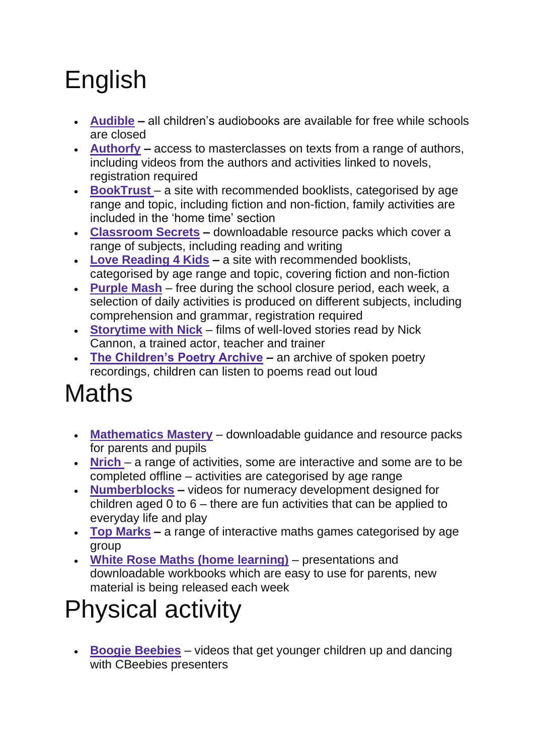# English

- **Audible** **–** all children's audiobooks are available for free while schools are closed
- **Authorfy** **–** access to masterclasses on texts from a range of authors, including videos from the authors and activities linked to novels, registration required
- **BookTrust** – a site with recommended booklists, categorised by age range and topic, including fiction and non-fiction, family activities are included in the 'home time' section
- **Classroom Secrets** **–** downloadable resource packs which cover a range of subjects, including reading and writing
- **Love Reading 4 Kids** **–** a site with recommended booklists, categorised by age range and topic, covering fiction and non-fiction
- **Purple Mash** – free during the school closure period, each week, a selection of daily activities is produced on different subjects, including comprehension and grammar, registration required
- **Storytime with Nick** – films of well-loved stories read by Nick Cannon, a trained actor, teacher and trainer
- **The Children's Poetry Archive** **–** an archive of spoken poetry recordings, children can listen to poems read out loud

# Maths

- **Mathematics Mastery** – downloadable guidance and resource packs for parents and pupils
- **Nrich** – a range of activities, some are interactive and some are to be completed offline – activities are categorised by age range
- **Numberblocks** **–** videos for numeracy development designed for children aged 0 to 6 – there are fun activities that can be applied to everyday life and play
- **Top Marks** **–** a range of interactive maths games categorised by age group
- **White Rose Maths (home learning)** – presentations and downloadable workbooks which are easy to use for parents, new material is being released each week

# Physical activity

- **Boogie Beebies** – videos that get younger children up and dancing with CBeebies presenters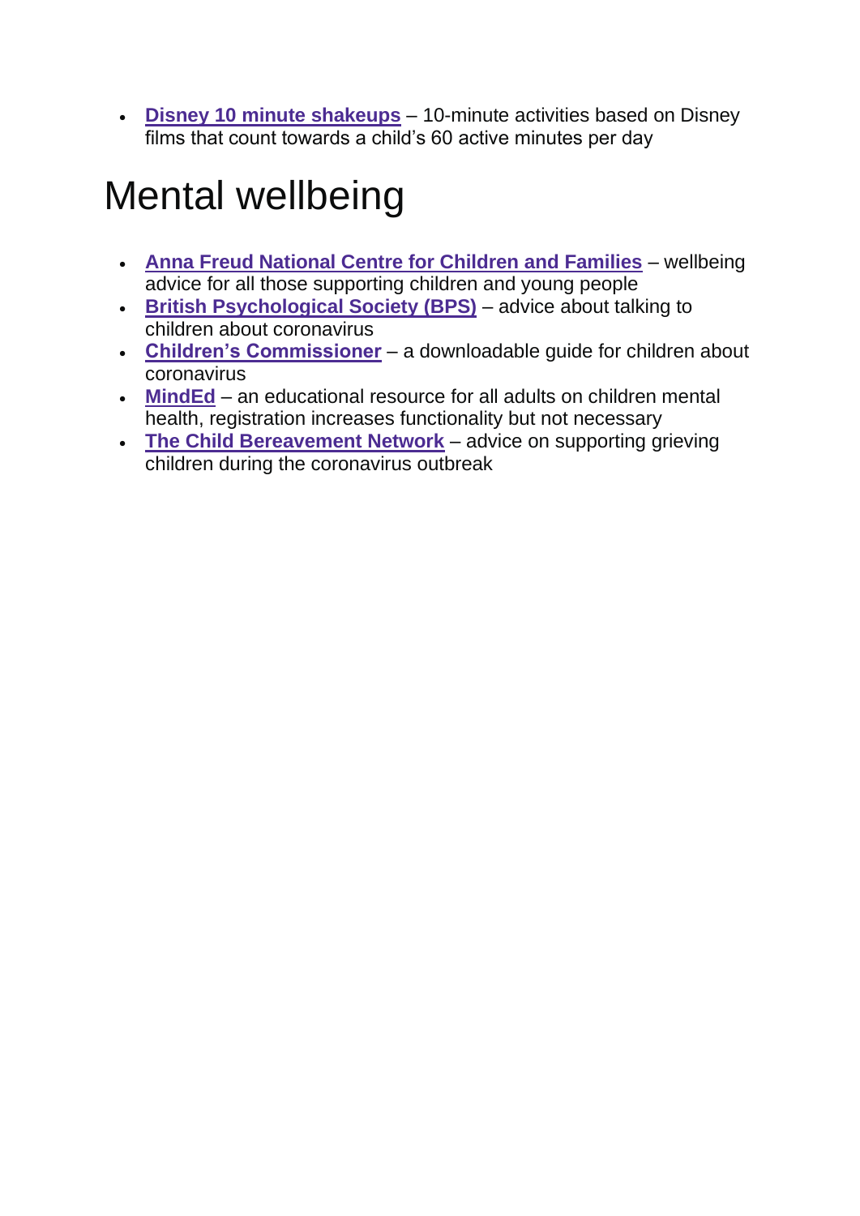- **Disney 10 minute shakeups** – 10-minute activities based on Disney films that count towards a child's 60 active minutes per day

# Mental wellbeing

- **Anna Freud National Centre for Children and Families** – wellbeing advice for all those supporting children and young people
- **British Psychological Society (BPS)** – advice about talking to children about coronavirus
- **Children's Commissioner** – a downloadable guide for children about coronavirus
- **MindEd** – an educational resource for all adults on children mental health, registration increases functionality but not necessary
- **The Child Bereavement Network** – advice on supporting grieving children during the coronavirus outbreak